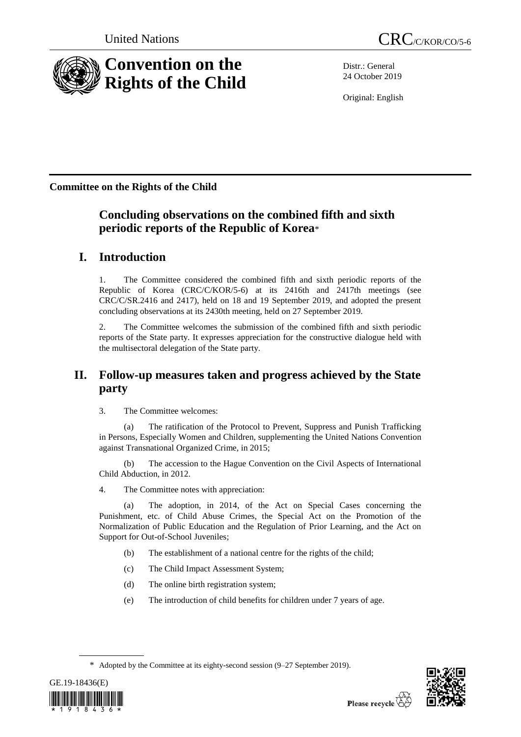United Nations CRC/C/KOR/CO/5-6

# Convention on the Rights of the Child

Distr.: General
24 October 2019

Original: English

**Committee on the Rights of the Child**

## Concluding observations on the combined fifth and sixth periodic reports of the Republic of Korea*

## I. Introduction

1. The Committee considered the combined fifth and sixth periodic reports of the Republic of Korea (CRC/C/KOR/5-6) at its 2416th and 2417th meetings (see CRC/C/SR.2416 and 2417), held on 18 and 19 September 2019, and adopted the present concluding observations at its 2430th meeting, held on 27 September 2019.

2. The Committee welcomes the submission of the combined fifth and sixth periodic reports of the State party. It expresses appreciation for the constructive dialogue held with the multisectoral delegation of the State party.

## II. Follow-up measures taken and progress achieved by the State party

3. The Committee welcomes:

(a) The ratification of the Protocol to Prevent, Suppress and Punish Trafficking in Persons, Especially Women and Children, supplementing the United Nations Convention against Transnational Organized Crime, in 2015;

(b) The accession to the Hague Convention on the Civil Aspects of International Child Abduction, in 2012.

4. The Committee notes with appreciation:

(a) The adoption, in 2014, of the Act on Special Cases concerning the Punishment, etc. of Child Abuse Crimes, the Special Act on the Promotion of the Normalization of Public Education and the Regulation of Prior Learning, and the Act on Support for Out-of-School Juveniles;

(b) The establishment of a national centre for the rights of the child;

(c) The Child Impact Assessment System;

(d) The online birth registration system;

(e) The introduction of child benefits for children under 7 years of age.

---

\* Adopted by the Committee at its eighty-second session (9–27 September 2019).

GE.19-18436(E)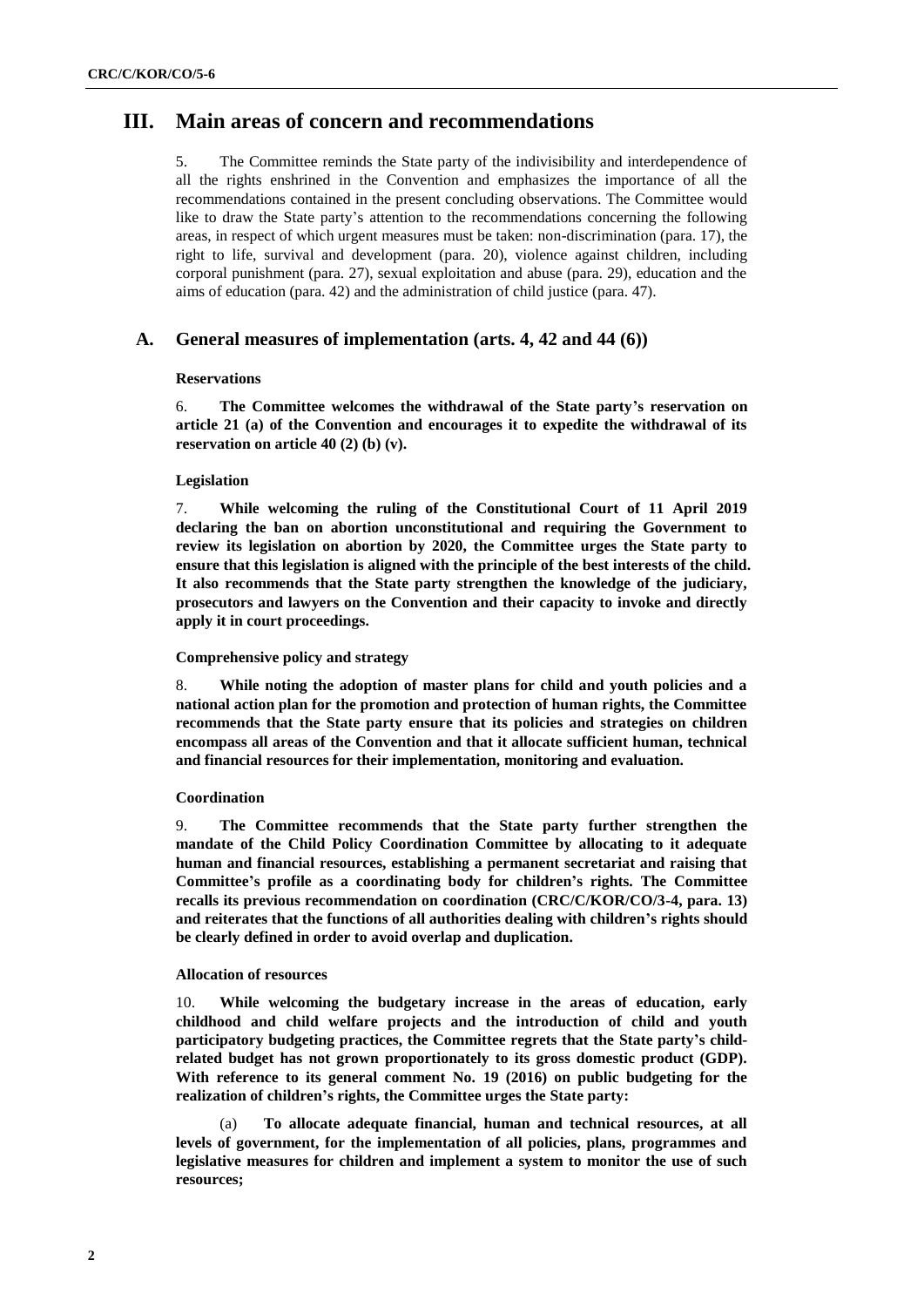# III. Main areas of concern and recommendations

5. The Committee reminds the State party of the indivisibility and interdependence of all the rights enshrined in the Convention and emphasizes the importance of all the recommendations contained in the present concluding observations. The Committee would like to draw the State party's attention to the recommendations concerning the following areas, in respect of which urgent measures must be taken: non-discrimination (para. 17), the right to life, survival and development (para. 20), violence against children, including corporal punishment (para. 27), sexual exploitation and abuse (para. 29), education and the aims of education (para. 42) and the administration of child justice (para. 47).

## A. General measures of implementation (arts. 4, 42 and 44 (6))

### Reservations

6. **The Committee welcomes the withdrawal of the State party's reservation on article 21 (a) of the Convention and encourages it to expedite the withdrawal of its reservation on article 40 (2) (b) (v).**

### Legislation

7. **While welcoming the ruling of the Constitutional Court of 11 April 2019 declaring the ban on abortion unconstitutional and requiring the Government to review its legislation on abortion by 2020, the Committee urges the State party to ensure that this legislation is aligned with the principle of the best interests of the child. It also recommends that the State party strengthen the knowledge of the judiciary, prosecutors and lawyers on the Convention and their capacity to invoke and directly apply it in court proceedings.**

### Comprehensive policy and strategy

8. **While noting the adoption of master plans for child and youth policies and a national action plan for the promotion and protection of human rights, the Committee recommends that the State party ensure that its policies and strategies on children encompass all areas of the Convention and that it allocate sufficient human, technical and financial resources for their implementation, monitoring and evaluation.**

### Coordination

9. **The Committee recommends that the State party further strengthen the mandate of the Child Policy Coordination Committee by allocating to it adequate human and financial resources, establishing a permanent secretariat and raising that Committee's profile as a coordinating body for children's rights. The Committee recalls its previous recommendation on coordination (CRC/C/KOR/CO/3-4, para. 13) and reiterates that the functions of all authorities dealing with children's rights should be clearly defined in order to avoid overlap and duplication.**

### Allocation of resources

10. **While welcoming the budgetary increase in the areas of education, early childhood and child welfare projects and the introduction of child and youth participatory budgeting practices, the Committee regrets that the State party's child-related budget has not grown proportionately to its gross domestic product (GDP). With reference to its general comment No. 19 (2016) on public budgeting for the realization of children's rights, the Committee urges the State party:**

(a) **To allocate adequate financial, human and technical resources, at all levels of government, for the implementation of all policies, plans, programmes and legislative measures for children and implement a system to monitor the use of such resources;**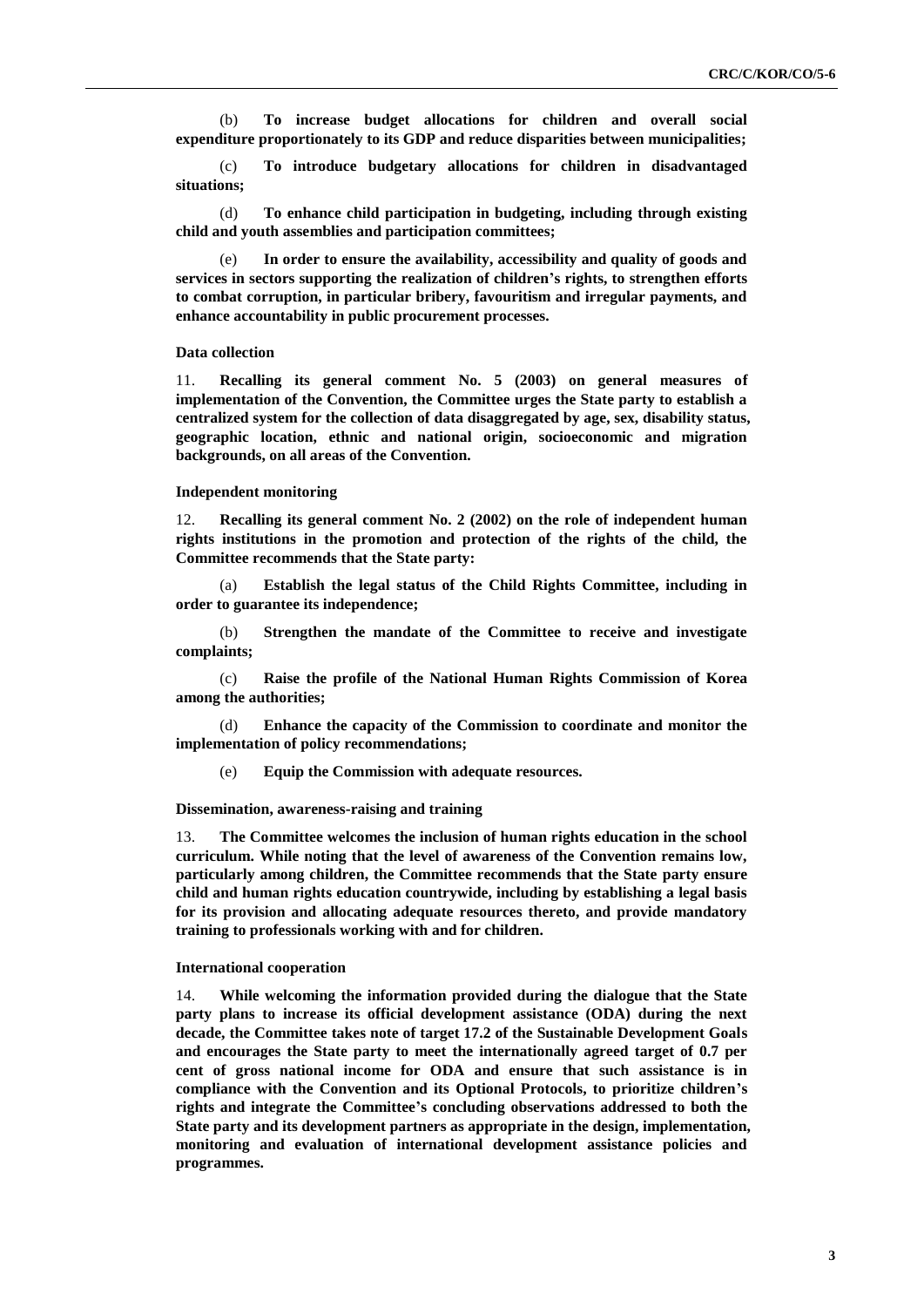(b) **To increase budget allocations for children and overall social expenditure proportionately to its GDP and reduce disparities between municipalities;**

(c) **To introduce budgetary allocations for children in disadvantaged situations;**

(d) **To enhance child participation in budgeting, including through existing child and youth assemblies and participation committees;**

(e) **In order to ensure the availability, accessibility and quality of goods and services in sectors supporting the realization of children's rights, to strengthen efforts to combat corruption, in particular bribery, favouritism and irregular payments, and enhance accountability in public procurement processes.**

#### Data collection

11. **Recalling its general comment No. 5 (2003) on general measures of implementation of the Convention, the Committee urges the State party to establish a centralized system for the collection of data disaggregated by age, sex, disability status, geographic location, ethnic and national origin, socioeconomic and migration backgrounds, on all areas of the Convention.**

#### Independent monitoring

12. **Recalling its general comment No. 2 (2002) on the role of independent human rights institutions in the promotion and protection of the rights of the child, the Committee recommends that the State party:**

(a) **Establish the legal status of the Child Rights Committee, including in order to guarantee its independence;**

(b) **Strengthen the mandate of the Committee to receive and investigate complaints;**

(c) **Raise the profile of the National Human Rights Commission of Korea among the authorities;**

(d) **Enhance the capacity of the Commission to coordinate and monitor the implementation of policy recommendations;**

(e) **Equip the Commission with adequate resources.**

#### Dissemination, awareness-raising and training

13. **The Committee welcomes the inclusion of human rights education in the school curriculum. While noting that the level of awareness of the Convention remains low, particularly among children, the Committee recommends that the State party ensure child and human rights education countrywide, including by establishing a legal basis for its provision and allocating adequate resources thereto, and provide mandatory training to professionals working with and for children.**

#### International cooperation

14. **While welcoming the information provided during the dialogue that the State party plans to increase its official development assistance (ODA) during the next decade, the Committee takes note of target 17.2 of the Sustainable Development Goals and encourages the State party to meet the internationally agreed target of 0.7 per cent of gross national income for ODA and ensure that such assistance is in compliance with the Convention and its Optional Protocols, to prioritize children's rights and integrate the Committee's concluding observations addressed to both the State party and its development partners as appropriate in the design, implementation, monitoring and evaluation of international development assistance policies and programmes.**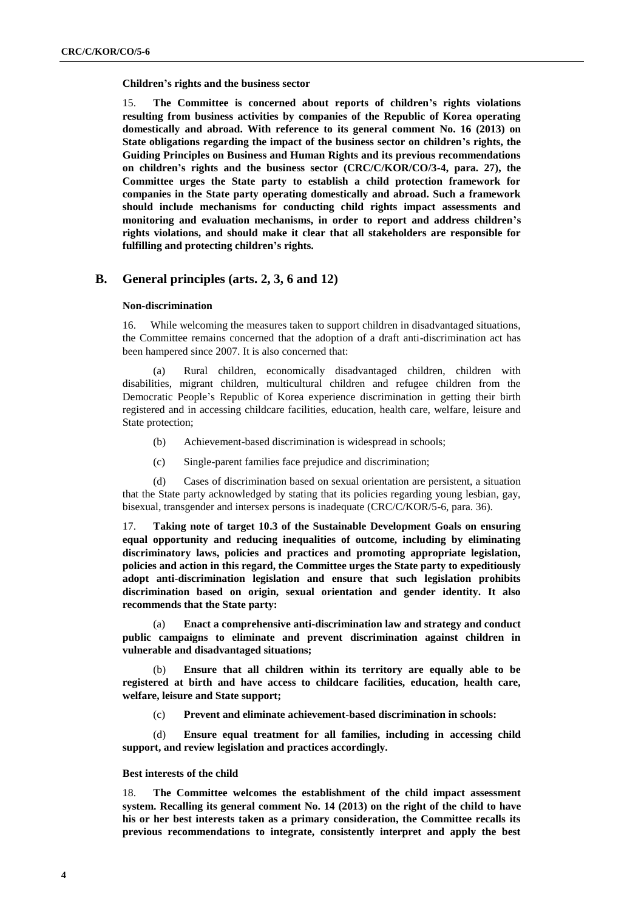#### Children's rights and the business sector

15. **The Committee is concerned about reports of children's rights violations resulting from business activities by companies of the Republic of Korea operating domestically and abroad. With reference to its general comment No. 16 (2013) on State obligations regarding the impact of the business sector on children's rights, the Guiding Principles on Business and Human Rights and its previous recommendations on children's rights and the business sector (CRC/C/KOR/CO/3-4, para. 27), the Committee urges the State party to establish a child protection framework for companies in the State party operating domestically and abroad. Such a framework should include mechanisms for conducting child rights impact assessments and monitoring and evaluation mechanisms, in order to report and address children's rights violations, and should make it clear that all stakeholders are responsible for fulfilling and protecting children's rights.**

## B. General principles (arts. 2, 3, 6 and 12)

#### Non-discrimination

16. While welcoming the measures taken to support children in disadvantaged situations, the Committee remains concerned that the adoption of a draft anti-discrimination act has been hampered since 2007. It is also concerned that:

(a) Rural children, economically disadvantaged children, children with disabilities, migrant children, multicultural children and refugee children from the Democratic People's Republic of Korea experience discrimination in getting their birth registered and in accessing childcare facilities, education, health care, welfare, leisure and State protection;

(b) Achievement-based discrimination is widespread in schools;

(c) Single-parent families face prejudice and discrimination;

(d) Cases of discrimination based on sexual orientation are persistent, a situation that the State party acknowledged by stating that its policies regarding young lesbian, gay, bisexual, transgender and intersex persons is inadequate (CRC/C/KOR/5-6, para. 36).

17. **Taking note of target 10.3 of the Sustainable Development Goals on ensuring equal opportunity and reducing inequalities of outcome, including by eliminating discriminatory laws, policies and practices and promoting appropriate legislation, policies and action in this regard, the Committee urges the State party to expeditiously adopt anti-discrimination legislation and ensure that such legislation prohibits discrimination based on origin, sexual orientation and gender identity. It also recommends that the State party:**

(a) **Enact a comprehensive anti-discrimination law and strategy and conduct public campaigns to eliminate and prevent discrimination against children in vulnerable and disadvantaged situations;**

(b) **Ensure that all children within its territory are equally able to be registered at birth and have access to childcare facilities, education, health care, welfare, leisure and State support;**

(c) **Prevent and eliminate achievement-based discrimination in schools:**

(d) **Ensure equal treatment for all families, including in accessing child support, and review legislation and practices accordingly.**

#### Best interests of the child

18. **The Committee welcomes the establishment of the child impact assessment system. Recalling its general comment No. 14 (2013) on the right of the child to have his or her best interests taken as a primary consideration, the Committee recalls its previous recommendations to integrate, consistently interpret and apply the best**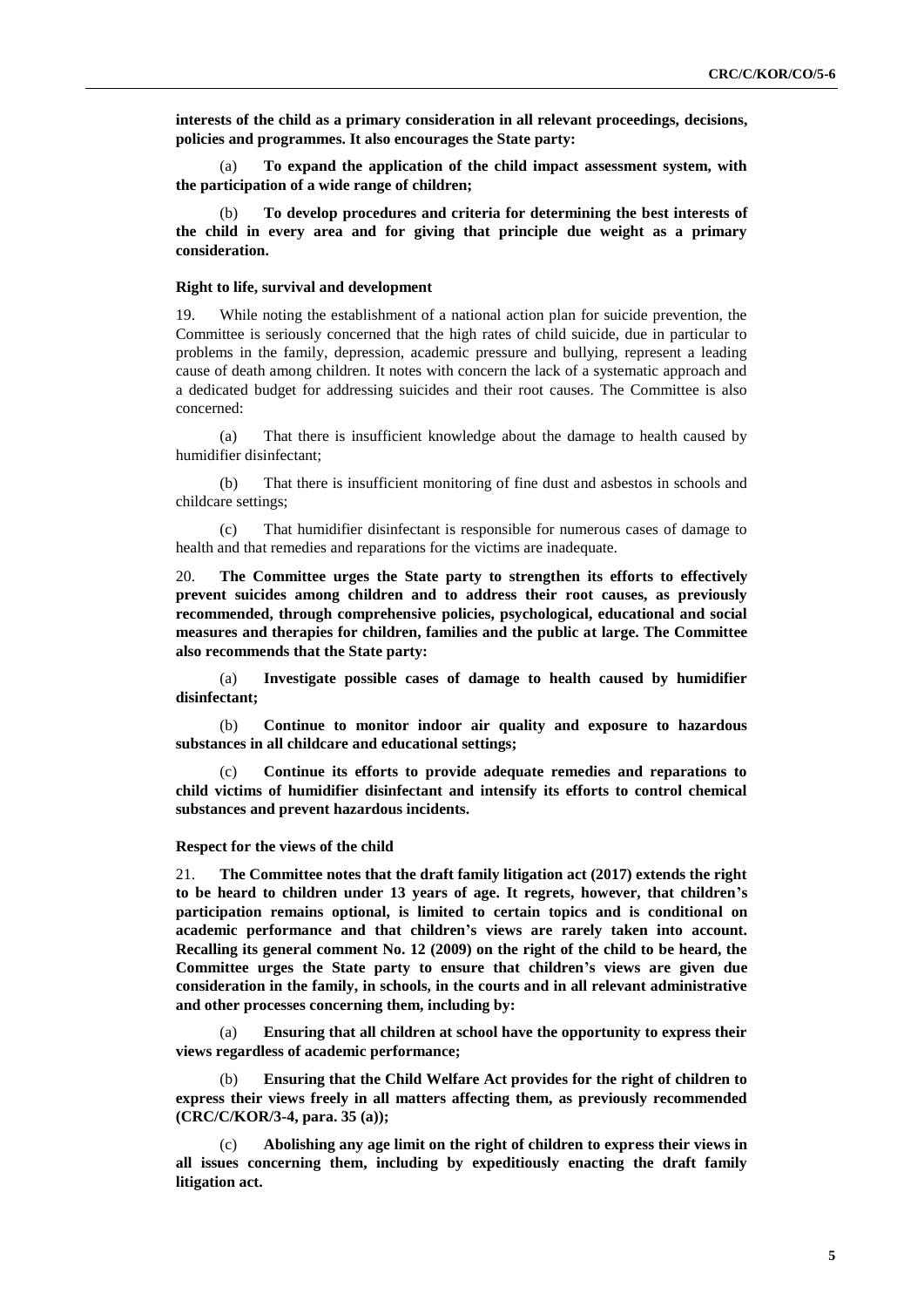**interests of the child as a primary consideration in all relevant proceedings, decisions, policies and programmes. It also encourages the State party:**

(a) **To expand the application of the child impact assessment system, with the participation of a wide range of children;**

(b) **To develop procedures and criteria for determining the best interests of the child in every area and for giving that principle due weight as a primary consideration.**

#### Right to life, survival and development

19. While noting the establishment of a national action plan for suicide prevention, the Committee is seriously concerned that the high rates of child suicide, due in particular to problems in the family, depression, academic pressure and bullying, represent a leading cause of death among children. It notes with concern the lack of a systematic approach and a dedicated budget for addressing suicides and their root causes. The Committee is also concerned:

(a) That there is insufficient knowledge about the damage to health caused by humidifier disinfectant;

(b) That there is insufficient monitoring of fine dust and asbestos in schools and childcare settings;

(c) That humidifier disinfectant is responsible for numerous cases of damage to health and that remedies and reparations for the victims are inadequate.

20. **The Committee urges the State party to strengthen its efforts to effectively prevent suicides among children and to address their root causes, as previously recommended, through comprehensive policies, psychological, educational and social measures and therapies for children, families and the public at large. The Committee also recommends that the State party:**

(a) **Investigate possible cases of damage to health caused by humidifier disinfectant;**

(b) **Continue to monitor indoor air quality and exposure to hazardous substances in all childcare and educational settings;**

(c) **Continue its efforts to provide adequate remedies and reparations to child victims of humidifier disinfectant and intensify its efforts to control chemical substances and prevent hazardous incidents.**

#### Respect for the views of the child

21. **The Committee notes that the draft family litigation act (2017) extends the right to be heard to children under 13 years of age. It regrets, however, that children's participation remains optional, is limited to certain topics and is conditional on academic performance and that children's views are rarely taken into account. Recalling its general comment No. 12 (2009) on the right of the child to be heard, the Committee urges the State party to ensure that children's views are given due consideration in the family, in schools, in the courts and in all relevant administrative and other processes concerning them, including by:**

(a) **Ensuring that all children at school have the opportunity to express their views regardless of academic performance;**

(b) **Ensuring that the Child Welfare Act provides for the right of children to express their views freely in all matters affecting them, as previously recommended (CRC/C/KOR/3-4, para. 35 (a));**

(c) **Abolishing any age limit on the right of children to express their views in all issues concerning them, including by expeditiously enacting the draft family litigation act.**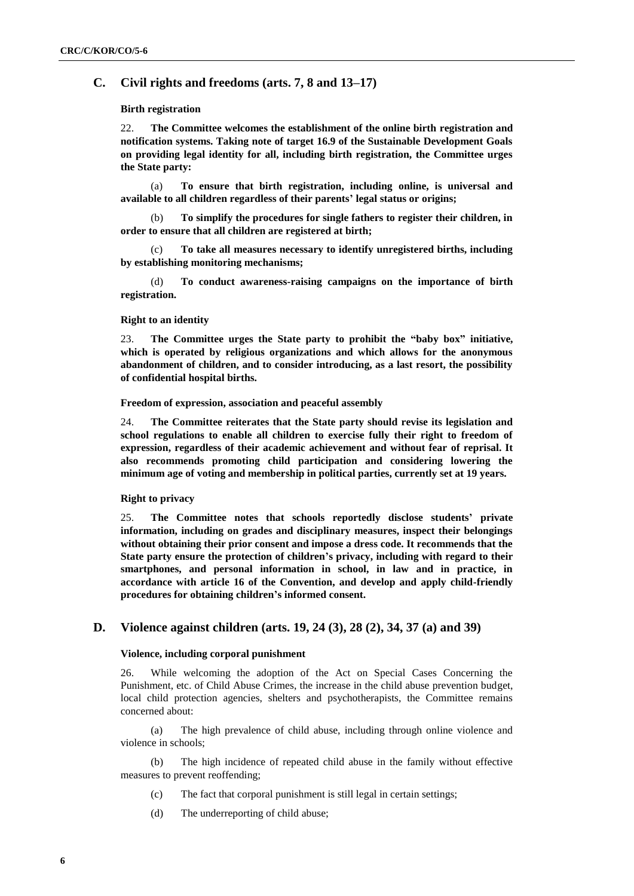## C. Civil rights and freedoms (arts. 7, 8 and 13–17)

### Birth registration

22. **The Committee welcomes the establishment of the online birth registration and notification systems. Taking note of target 16.9 of the Sustainable Development Goals on providing legal identity for all, including birth registration, the Committee urges the State party:**

(a) **To ensure that birth registration, including online, is universal and available to all children regardless of their parents' legal status or origins;**

(b) **To simplify the procedures for single fathers to register their children, in order to ensure that all children are registered at birth;**

(c) **To take all measures necessary to identify unregistered births, including by establishing monitoring mechanisms;**

(d) **To conduct awareness-raising campaigns on the importance of birth registration.**

### Right to an identity

23. **The Committee urges the State party to prohibit the "baby box" initiative, which is operated by religious organizations and which allows for the anonymous abandonment of children, and to consider introducing, as a last resort, the possibility of confidential hospital births.**

### Freedom of expression, association and peaceful assembly

24. **The Committee reiterates that the State party should revise its legislation and school regulations to enable all children to exercise fully their right to freedom of expression, regardless of their academic achievement and without fear of reprisal. It also recommends promoting child participation and considering lowering the minimum age of voting and membership in political parties, currently set at 19 years.**

### Right to privacy

25. **The Committee notes that schools reportedly disclose students' private information, including on grades and disciplinary measures, inspect their belongings without obtaining their prior consent and impose a dress code. It recommends that the State party ensure the protection of children's privacy, including with regard to their smartphones, and personal information in school, in law and in practice, in accordance with article 16 of the Convention, and develop and apply child-friendly procedures for obtaining children's informed consent.**

## D. Violence against children (arts. 19, 24 (3), 28 (2), 34, 37 (a) and 39)

### Violence, including corporal punishment

26. While welcoming the adoption of the Act on Special Cases Concerning the Punishment, etc. of Child Abuse Crimes, the increase in the child abuse prevention budget, local child protection agencies, shelters and psychotherapists, the Committee remains concerned about:

(a) The high prevalence of child abuse, including through online violence and violence in schools;

(b) The high incidence of repeated child abuse in the family without effective measures to prevent reoffending;

(c) The fact that corporal punishment is still legal in certain settings;

(d) The underreporting of child abuse;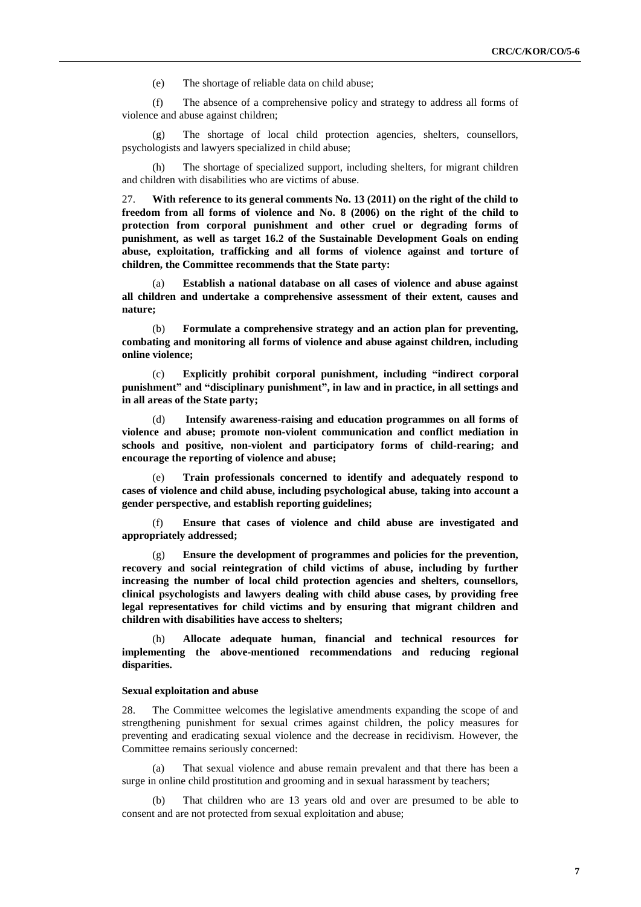(e) The shortage of reliable data on child abuse;

(f) The absence of a comprehensive policy and strategy to address all forms of violence and abuse against children;

(g) The shortage of local child protection agencies, shelters, counsellors, psychologists and lawyers specialized in child abuse;

(h) The shortage of specialized support, including shelters, for migrant children and children with disabilities who are victims of abuse.

27. **With reference to its general comments No. 13 (2011) on the right of the child to freedom from all forms of violence and No. 8 (2006) on the right of the child to protection from corporal punishment and other cruel or degrading forms of punishment, as well as target 16.2 of the Sustainable Development Goals on ending abuse, exploitation, trafficking and all forms of violence against and torture of children, the Committee recommends that the State party:**

(a) **Establish a national database on all cases of violence and abuse against all children and undertake a comprehensive assessment of their extent, causes and nature;**

(b) **Formulate a comprehensive strategy and an action plan for preventing, combating and monitoring all forms of violence and abuse against children, including online violence;**

(c) **Explicitly prohibit corporal punishment, including "indirect corporal punishment" and "disciplinary punishment", in law and in practice, in all settings and in all areas of the State party;**

(d) **Intensify awareness-raising and education programmes on all forms of violence and abuse; promote non-violent communication and conflict mediation in schools and positive, non-violent and participatory forms of child-rearing; and encourage the reporting of violence and abuse;**

(e) **Train professionals concerned to identify and adequately respond to cases of violence and child abuse, including psychological abuse, taking into account a gender perspective, and establish reporting guidelines;**

(f) **Ensure that cases of violence and child abuse are investigated and appropriately addressed;**

(g) **Ensure the development of programmes and policies for the prevention, recovery and social reintegration of child victims of abuse, including by further increasing the number of local child protection agencies and shelters, counsellors, clinical psychologists and lawyers dealing with child abuse cases, by providing free legal representatives for child victims and by ensuring that migrant children and children with disabilities have access to shelters;**

(h) **Allocate adequate human, financial and technical resources for implementing the above-mentioned recommendations and reducing regional disparities.**

#### Sexual exploitation and abuse

28. The Committee welcomes the legislative amendments expanding the scope of and strengthening punishment for sexual crimes against children, the policy measures for preventing and eradicating sexual violence and the decrease in recidivism. However, the Committee remains seriously concerned:

(a) That sexual violence and abuse remain prevalent and that there has been a surge in online child prostitution and grooming and in sexual harassment by teachers;

(b) That children who are 13 years old and over are presumed to be able to consent and are not protected from sexual exploitation and abuse;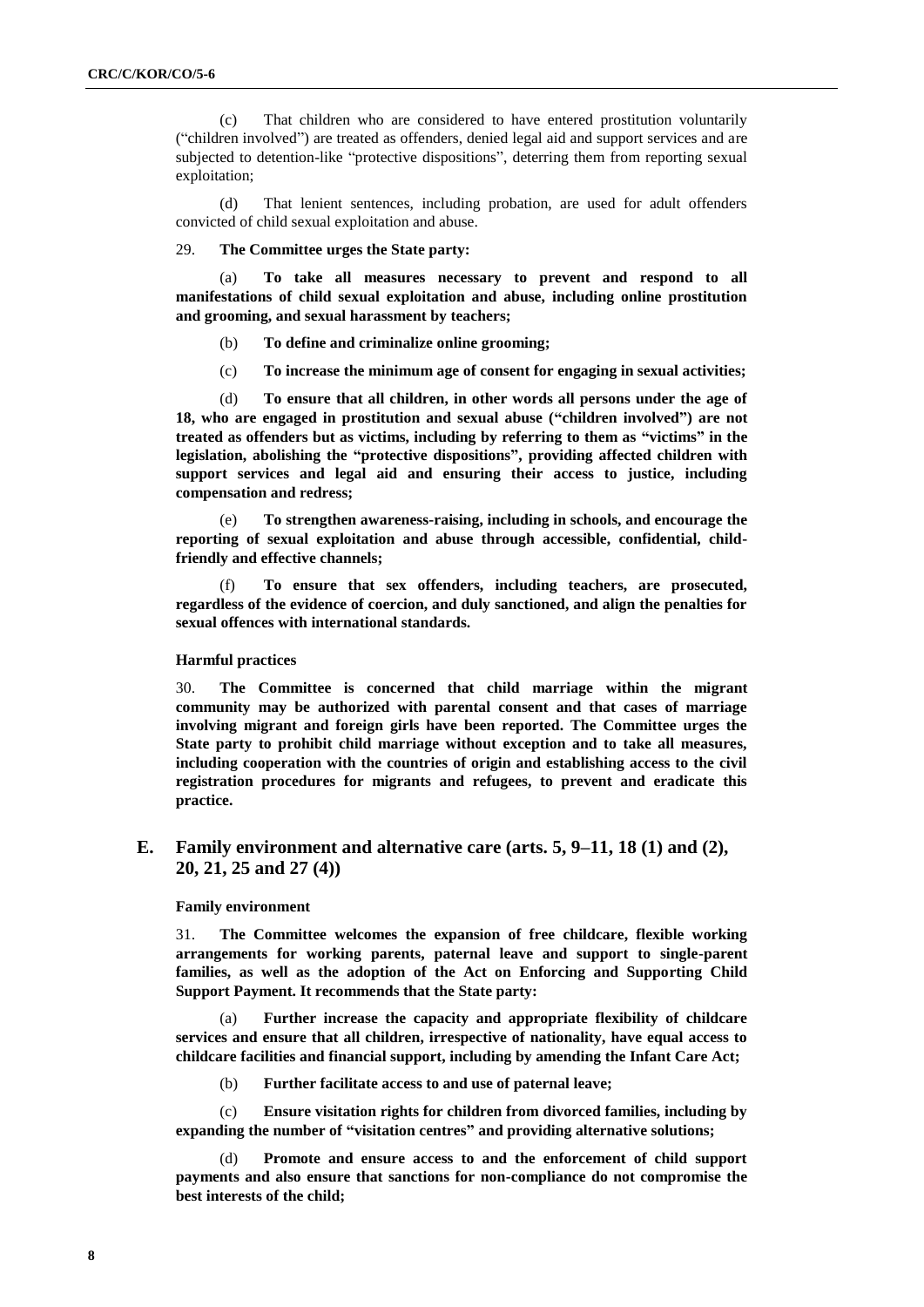(c) That children who are considered to have entered prostitution voluntarily ("children involved") are treated as offenders, denied legal aid and support services and are subjected to detention-like "protective dispositions", deterring them from reporting sexual exploitation;

(d) That lenient sentences, including probation, are used for adult offenders convicted of child sexual exploitation and abuse.

29. **The Committee urges the State party:**

(a) **To take all measures necessary to prevent and respond to all manifestations of child sexual exploitation and abuse, including online prostitution and grooming, and sexual harassment by teachers;**

(b) **To define and criminalize online grooming;**

(c) **To increase the minimum age of consent for engaging in sexual activities;**

(d) **To ensure that all children, in other words all persons under the age of 18, who are engaged in prostitution and sexual abuse ("children involved") are not treated as offenders but as victims, including by referring to them as "victims" in the legislation, abolishing the "protective dispositions", providing affected children with support services and legal aid and ensuring their access to justice, including compensation and redress;**

(e) **To strengthen awareness-raising, including in schools, and encourage the reporting of sexual exploitation and abuse through accessible, confidential, child-friendly and effective channels;**

(f) **To ensure that sex offenders, including teachers, are prosecuted, regardless of the evidence of coercion, and duly sanctioned, and align the penalties for sexual offences with international standards.**

#### Harmful practices

30. **The Committee is concerned that child marriage within the migrant community may be authorized with parental consent and that cases of marriage involving migrant and foreign girls have been reported. The Committee urges the State party to prohibit child marriage without exception and to take all measures, including cooperation with the countries of origin and establishing access to the civil registration procedures for migrants and refugees, to prevent and eradicate this practice.**

## E. Family environment and alternative care (arts. 5, 9–11, 18 (1) and (2), 20, 21, 25 and 27 (4))

#### Family environment

31. **The Committee welcomes the expansion of free childcare, flexible working arrangements for working parents, paternal leave and support to single-parent families, as well as the adoption of the Act on Enforcing and Supporting Child Support Payment. It recommends that the State party:**

(a) **Further increase the capacity and appropriate flexibility of childcare services and ensure that all children, irrespective of nationality, have equal access to childcare facilities and financial support, including by amending the Infant Care Act;**

(b) **Further facilitate access to and use of paternal leave;**

(c) **Ensure visitation rights for children from divorced families, including by expanding the number of "visitation centres" and providing alternative solutions;**

(d) **Promote and ensure access to and the enforcement of child support payments and also ensure that sanctions for non-compliance do not compromise the best interests of the child;**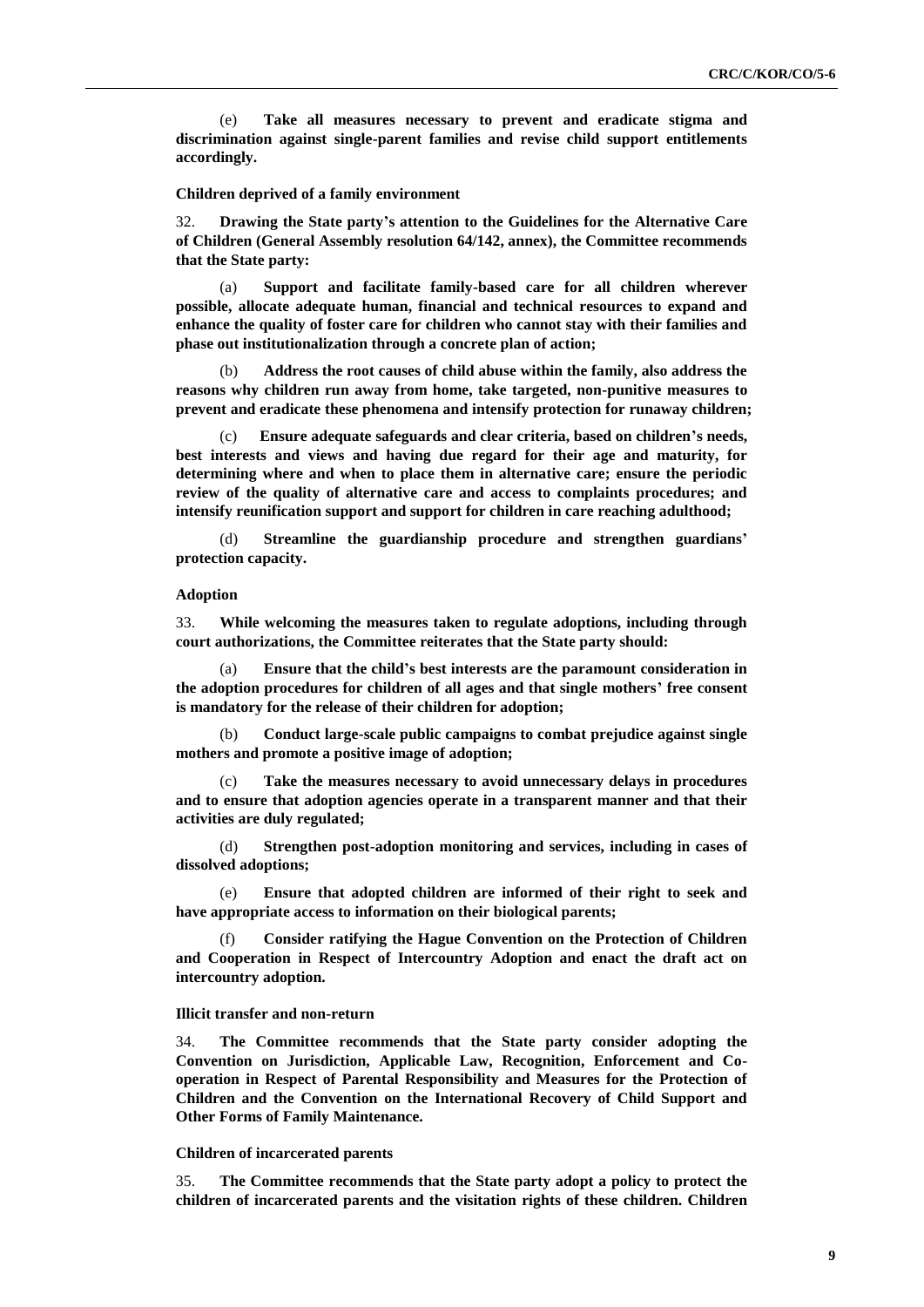(e) **Take all measures necessary to prevent and eradicate stigma and discrimination against single-parent families and revise child support entitlements accordingly.**

**Children deprived of a family environment**

32. **Drawing the State party's attention to the Guidelines for the Alternative Care of Children (General Assembly resolution 64/142, annex), the Committee recommends that the State party:**

(a) **Support and facilitate family-based care for all children wherever possible, allocate adequate human, financial and technical resources to expand and enhance the quality of foster care for children who cannot stay with their families and phase out institutionalization through a concrete plan of action;**

(b) **Address the root causes of child abuse within the family, also address the reasons why children run away from home, take targeted, non-punitive measures to prevent and eradicate these phenomena and intensify protection for runaway children;**

(c) **Ensure adequate safeguards and clear criteria, based on children's needs, best interests and views and having due regard for their age and maturity, for determining where and when to place them in alternative care; ensure the periodic review of the quality of alternative care and access to complaints procedures; and intensify reunification support and support for children in care reaching adulthood;**

(d) **Streamline the guardianship procedure and strengthen guardians' protection capacity.**

**Adoption**

33. **While welcoming the measures taken to regulate adoptions, including through court authorizations, the Committee reiterates that the State party should:**

(a) **Ensure that the child's best interests are the paramount consideration in the adoption procedures for children of all ages and that single mothers' free consent is mandatory for the release of their children for adoption;**

(b) **Conduct large-scale public campaigns to combat prejudice against single mothers and promote a positive image of adoption;**

(c) **Take the measures necessary to avoid unnecessary delays in procedures and to ensure that adoption agencies operate in a transparent manner and that their activities are duly regulated;**

(d) **Strengthen post-adoption monitoring and services, including in cases of dissolved adoptions;**

(e) **Ensure that adopted children are informed of their right to seek and have appropriate access to information on their biological parents;**

(f) **Consider ratifying the Hague Convention on the Protection of Children and Cooperation in Respect of Intercountry Adoption and enact the draft act on intercountry adoption.**

**Illicit transfer and non-return**

34. **The Committee recommends that the State party consider adopting the Convention on Jurisdiction, Applicable Law, Recognition, Enforcement and Co-operation in Respect of Parental Responsibility and Measures for the Protection of Children and the Convention on the International Recovery of Child Support and Other Forms of Family Maintenance.**

**Children of incarcerated parents**

35. **The Committee recommends that the State party adopt a policy to protect the children of incarcerated parents and the visitation rights of these children. Children**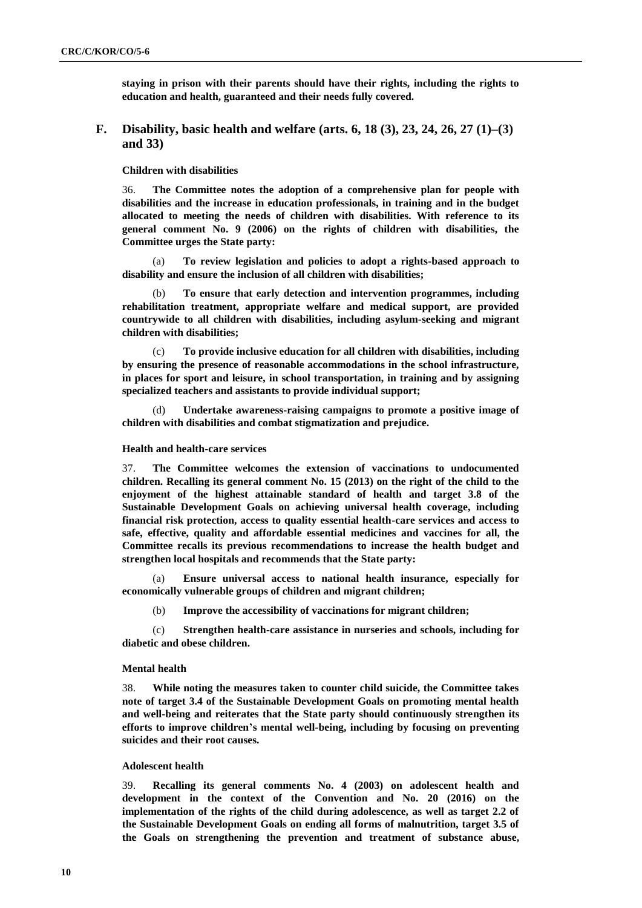**staying in prison with their parents should have their rights, including the rights to education and health, guaranteed and their needs fully covered.**

## F. Disability, basic health and welfare (arts. 6, 18 (3), 23, 24, 26, 27 (1)–(3) and 33)

### Children with disabilities

36. **The Committee notes the adoption of a comprehensive plan for people with disabilities and the increase in education professionals, in training and in the budget allocated to meeting the needs of children with disabilities. With reference to its general comment No. 9 (2006) on the rights of children with disabilities, the Committee urges the State party:**

(a) **To review legislation and policies to adopt a rights-based approach to disability and ensure the inclusion of all children with disabilities;**

(b) **To ensure that early detection and intervention programmes, including rehabilitation treatment, appropriate welfare and medical support, are provided countrywide to all children with disabilities, including asylum-seeking and migrant children with disabilities;**

(c) **To provide inclusive education for all children with disabilities, including by ensuring the presence of reasonable accommodations in the school infrastructure, in places for sport and leisure, in school transportation, in training and by assigning specialized teachers and assistants to provide individual support;**

(d) **Undertake awareness-raising campaigns to promote a positive image of children with disabilities and combat stigmatization and prejudice.**

### Health and health-care services

37. **The Committee welcomes the extension of vaccinations to undocumented children. Recalling its general comment No. 15 (2013) on the right of the child to the enjoyment of the highest attainable standard of health and target 3.8 of the Sustainable Development Goals on achieving universal health coverage, including financial risk protection, access to quality essential health-care services and access to safe, effective, quality and affordable essential medicines and vaccines for all, the Committee recalls its previous recommendations to increase the health budget and strengthen local hospitals and recommends that the State party:**

(a) **Ensure universal access to national health insurance, especially for economically vulnerable groups of children and migrant children;**

(b) **Improve the accessibility of vaccinations for migrant children;**

(c) **Strengthen health-care assistance in nurseries and schools, including for diabetic and obese children.**

### Mental health

38. **While noting the measures taken to counter child suicide, the Committee takes note of target 3.4 of the Sustainable Development Goals on promoting mental health and well-being and reiterates that the State party should continuously strengthen its efforts to improve children's mental well-being, including by focusing on preventing suicides and their root causes.**

### Adolescent health

39. **Recalling its general comments No. 4 (2003) on adolescent health and development in the context of the Convention and No. 20 (2016) on the implementation of the rights of the child during adolescence, as well as target 2.2 of the Sustainable Development Goals on ending all forms of malnutrition, target 3.5 of the Goals on strengthening the prevention and treatment of substance abuse,**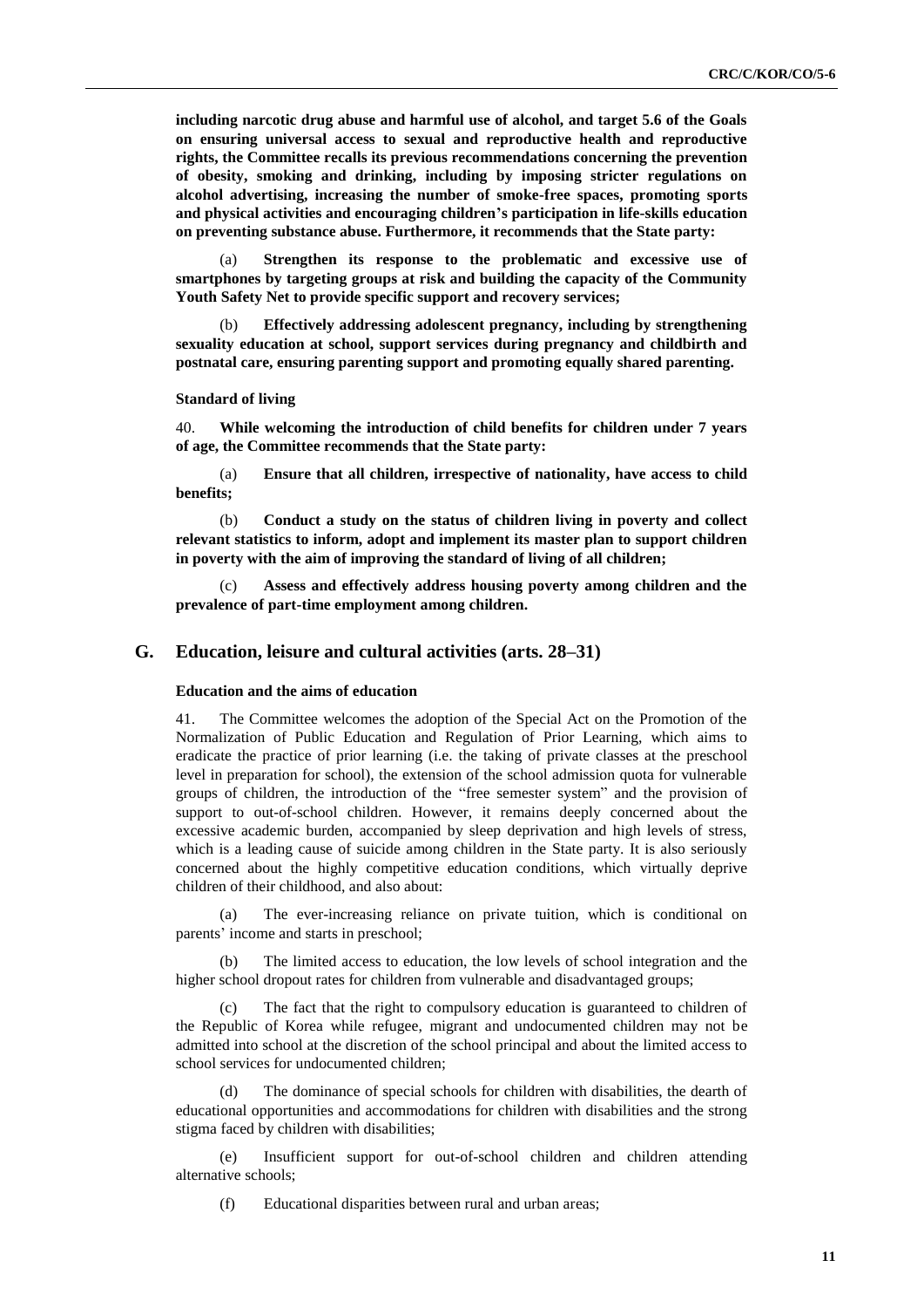**including narcotic drug abuse and harmful use of alcohol, and target 5.6 of the Goals on ensuring universal access to sexual and reproductive health and reproductive rights, the Committee recalls its previous recommendations concerning the prevention of obesity, smoking and drinking, including by imposing stricter regulations on alcohol advertising, increasing the number of smoke-free spaces, promoting sports and physical activities and encouraging children's participation in life-skills education on preventing substance abuse. Furthermore, it recommends that the State party:**

(a) **Strengthen its response to the problematic and excessive use of smartphones by targeting groups at risk and building the capacity of the Community Youth Safety Net to provide specific support and recovery services;**

(b) **Effectively addressing adolescent pregnancy, including by strengthening sexuality education at school, support services during pregnancy and childbirth and postnatal care, ensuring parenting support and promoting equally shared parenting.**

#### Standard of living

40. **While welcoming the introduction of child benefits for children under 7 years of age, the Committee recommends that the State party:**

(a) **Ensure that all children, irrespective of nationality, have access to child benefits;**

(b) **Conduct a study on the status of children living in poverty and collect relevant statistics to inform, adopt and implement its master plan to support children in poverty with the aim of improving the standard of living of all children;**

(c) **Assess and effectively address housing poverty among children and the prevalence of part-time employment among children.**

## G. Education, leisure and cultural activities (arts. 28–31)

#### Education and the aims of education

41. The Committee welcomes the adoption of the Special Act on the Promotion of the Normalization of Public Education and Regulation of Prior Learning, which aims to eradicate the practice of prior learning (i.e. the taking of private classes at the preschool level in preparation for school), the extension of the school admission quota for vulnerable groups of children, the introduction of the "free semester system" and the provision of support to out-of-school children. However, it remains deeply concerned about the excessive academic burden, accompanied by sleep deprivation and high levels of stress, which is a leading cause of suicide among children in the State party. It is also seriously concerned about the highly competitive education conditions, which virtually deprive children of their childhood, and also about:

(a) The ever-increasing reliance on private tuition, which is conditional on parents' income and starts in preschool;

(b) The limited access to education, the low levels of school integration and the higher school dropout rates for children from vulnerable and disadvantaged groups;

(c) The fact that the right to compulsory education is guaranteed to children of the Republic of Korea while refugee, migrant and undocumented children may not be admitted into school at the discretion of the school principal and about the limited access to school services for undocumented children;

(d) The dominance of special schools for children with disabilities, the dearth of educational opportunities and accommodations for children with disabilities and the strong stigma faced by children with disabilities;

(e) Insufficient support for out-of-school children and children attending alternative schools;

(f) Educational disparities between rural and urban areas;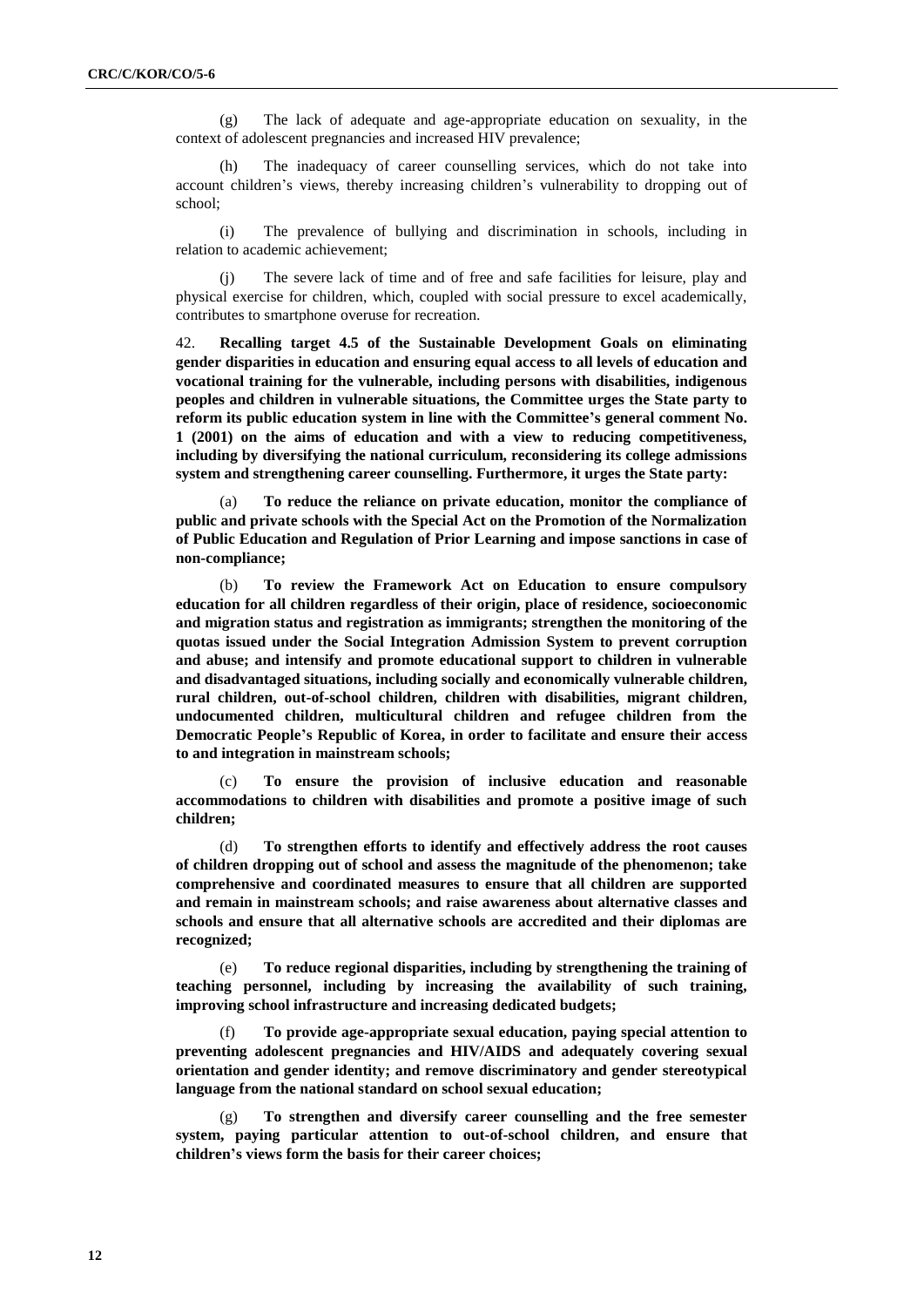(g) The lack of adequate and age-appropriate education on sexuality, in the context of adolescent pregnancies and increased HIV prevalence;

(h) The inadequacy of career counselling services, which do not take into account children's views, thereby increasing children's vulnerability to dropping out of school;

(i) The prevalence of bullying and discrimination in schools, including in relation to academic achievement;

(j) The severe lack of time and of free and safe facilities for leisure, play and physical exercise for children, which, coupled with social pressure to excel academically, contributes to smartphone overuse for recreation.

42. **Recalling target 4.5 of the Sustainable Development Goals on eliminating gender disparities in education and ensuring equal access to all levels of education and vocational training for the vulnerable, including persons with disabilities, indigenous peoples and children in vulnerable situations, the Committee urges the State party to reform its public education system in line with the Committee's general comment No. 1 (2001) on the aims of education and with a view to reducing competitiveness, including by diversifying the national curriculum, reconsidering its college admissions system and strengthening career counselling. Furthermore, it urges the State party:**

(a) **To reduce the reliance on private education, monitor the compliance of public and private schools with the Special Act on the Promotion of the Normalization of Public Education and Regulation of Prior Learning and impose sanctions in case of non-compliance;**

(b) **To review the Framework Act on Education to ensure compulsory education for all children regardless of their origin, place of residence, socioeconomic and migration status and registration as immigrants; strengthen the monitoring of the quotas issued under the Social Integration Admission System to prevent corruption and abuse; and intensify and promote educational support to children in vulnerable and disadvantaged situations, including socially and economically vulnerable children, rural children, out-of-school children, children with disabilities, migrant children, undocumented children, multicultural children and refugee children from the Democratic People's Republic of Korea, in order to facilitate and ensure their access to and integration in mainstream schools;**

(c) **To ensure the provision of inclusive education and reasonable accommodations to children with disabilities and promote a positive image of such children;**

(d) **To strengthen efforts to identify and effectively address the root causes of children dropping out of school and assess the magnitude of the phenomenon; take comprehensive and coordinated measures to ensure that all children are supported and remain in mainstream schools; and raise awareness about alternative classes and schools and ensure that all alternative schools are accredited and their diplomas are recognized;**

(e) **To reduce regional disparities, including by strengthening the training of teaching personnel, including by increasing the availability of such training, improving school infrastructure and increasing dedicated budgets;**

(f) **To provide age-appropriate sexual education, paying special attention to preventing adolescent pregnancies and HIV/AIDS and adequately covering sexual orientation and gender identity; and remove discriminatory and gender stereotypical language from the national standard on school sexual education;**

(g) **To strengthen and diversify career counselling and the free semester system, paying particular attention to out-of-school children, and ensure that children's views form the basis for their career choices;**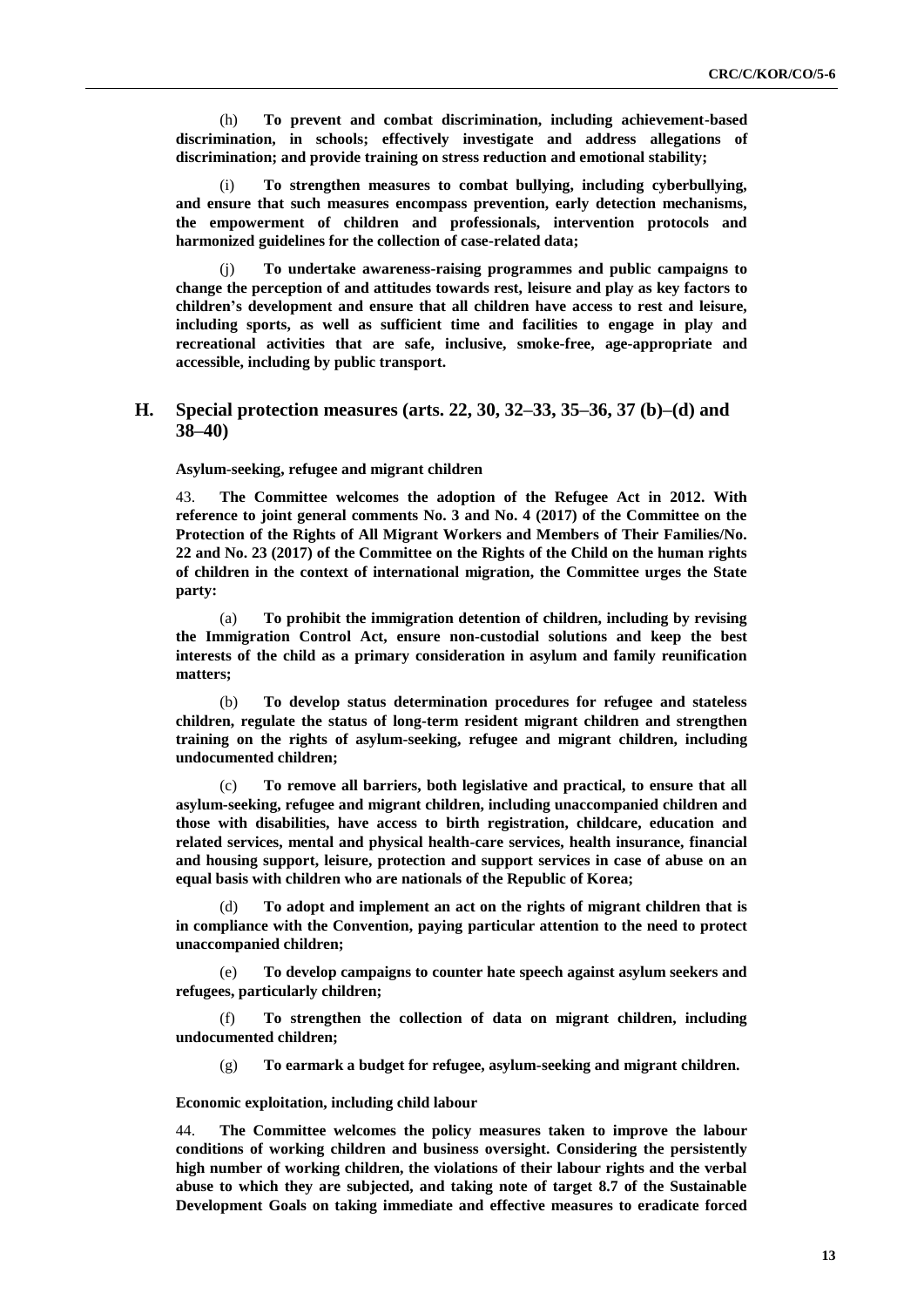(h) **To prevent and combat discrimination, including achievement-based discrimination, in schools; effectively investigate and address allegations of discrimination; and provide training on stress reduction and emotional stability;**

(i) **To strengthen measures to combat bullying, including cyberbullying, and ensure that such measures encompass prevention, early detection mechanisms, the empowerment of children and professionals, intervention protocols and harmonized guidelines for the collection of case-related data;**

(j) **To undertake awareness-raising programmes and public campaigns to change the perception of and attitudes towards rest, leisure and play as key factors to children's development and ensure that all children have access to rest and leisure, including sports, as well as sufficient time and facilities to engage in play and recreational activities that are safe, inclusive, smoke-free, age-appropriate and accessible, including by public transport.**

## H. Special protection measures (arts. 22, 30, 32–33, 35–36, 37 (b)–(d) and 38–40)

**Asylum-seeking, refugee and migrant children**

43. **The Committee welcomes the adoption of the Refugee Act in 2012. With reference to joint general comments No. 3 and No. 4 (2017) of the Committee on the Protection of the Rights of All Migrant Workers and Members of Their Families/No. 22 and No. 23 (2017) of the Committee on the Rights of the Child on the human rights of children in the context of international migration, the Committee urges the State party:**

(a) **To prohibit the immigration detention of children, including by revising the Immigration Control Act, ensure non-custodial solutions and keep the best interests of the child as a primary consideration in asylum and family reunification matters;**

(b) **To develop status determination procedures for refugee and stateless children, regulate the status of long-term resident migrant children and strengthen training on the rights of asylum-seeking, refugee and migrant children, including undocumented children;**

(c) **To remove all barriers, both legislative and practical, to ensure that all asylum-seeking, refugee and migrant children, including unaccompanied children and those with disabilities, have access to birth registration, childcare, education and related services, mental and physical health-care services, health insurance, financial and housing support, leisure, protection and support services in case of abuse on an equal basis with children who are nationals of the Republic of Korea;**

(d) **To adopt and implement an act on the rights of migrant children that is in compliance with the Convention, paying particular attention to the need to protect unaccompanied children;**

(e) **To develop campaigns to counter hate speech against asylum seekers and refugees, particularly children;**

(f) **To strengthen the collection of data on migrant children, including undocumented children;**

(g) **To earmark a budget for refugee, asylum-seeking and migrant children.**

**Economic exploitation, including child labour**

44. **The Committee welcomes the policy measures taken to improve the labour conditions of working children and business oversight. Considering the persistently high number of working children, the violations of their labour rights and the verbal abuse to which they are subjected, and taking note of target 8.7 of the Sustainable Development Goals on taking immediate and effective measures to eradicate forced**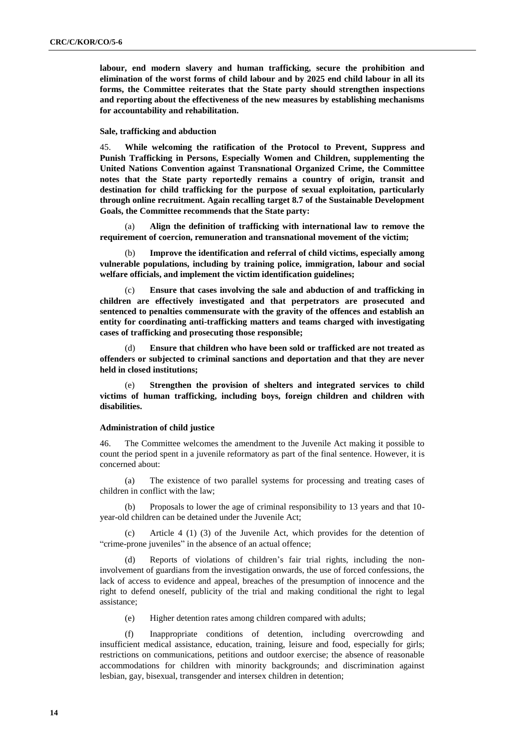**labour, end modern slavery and human trafficking, secure the prohibition and elimination of the worst forms of child labour and by 2025 end child labour in all its forms, the Committee reiterates that the State party should strengthen inspections and reporting about the effectiveness of the new measures by establishing mechanisms for accountability and rehabilitation.**

**Sale, trafficking and abduction**

45. **While welcoming the ratification of the Protocol to Prevent, Suppress and Punish Trafficking in Persons, Especially Women and Children, supplementing the United Nations Convention against Transnational Organized Crime, the Committee notes that the State party reportedly remains a country of origin, transit and destination for child trafficking for the purpose of sexual exploitation, particularly through online recruitment. Again recalling target 8.7 of the Sustainable Development Goals, the Committee recommends that the State party:**

(a) **Align the definition of trafficking with international law to remove the requirement of coercion, remuneration and transnational movement of the victim;**

(b) **Improve the identification and referral of child victims, especially among vulnerable populations, including by training police, immigration, labour and social welfare officials, and implement the victim identification guidelines;**

(c) **Ensure that cases involving the sale and abduction of and trafficking in children are effectively investigated and that perpetrators are prosecuted and sentenced to penalties commensurate with the gravity of the offences and establish an entity for coordinating anti-trafficking matters and teams charged with investigating cases of trafficking and prosecuting those responsible;**

(d) **Ensure that children who have been sold or trafficked are not treated as offenders or subjected to criminal sanctions and deportation and that they are never held in closed institutions;**

(e) **Strengthen the provision of shelters and integrated services to child victims of human trafficking, including boys, foreign children and children with disabilities.**

**Administration of child justice**

46. The Committee welcomes the amendment to the Juvenile Act making it possible to count the period spent in a juvenile reformatory as part of the final sentence. However, it is concerned about:

(a) The existence of two parallel systems for processing and treating cases of children in conflict with the law;

(b) Proposals to lower the age of criminal responsibility to 13 years and that 10-year-old children can be detained under the Juvenile Act;

(c) Article 4 (1) (3) of the Juvenile Act, which provides for the detention of "crime-prone juveniles" in the absence of an actual offence;

(d) Reports of violations of children's fair trial rights, including the non-involvement of guardians from the investigation onwards, the use of forced confessions, the lack of access to evidence and appeal, breaches of the presumption of innocence and the right to defend oneself, publicity of the trial and making conditional the right to legal assistance;

(e) Higher detention rates among children compared with adults;

(f) Inappropriate conditions of detention, including overcrowding and insufficient medical assistance, education, training, leisure and food, especially for girls; restrictions on communications, petitions and outdoor exercise; the absence of reasonable accommodations for children with minority backgrounds; and discrimination against lesbian, gay, bisexual, transgender and intersex children in detention;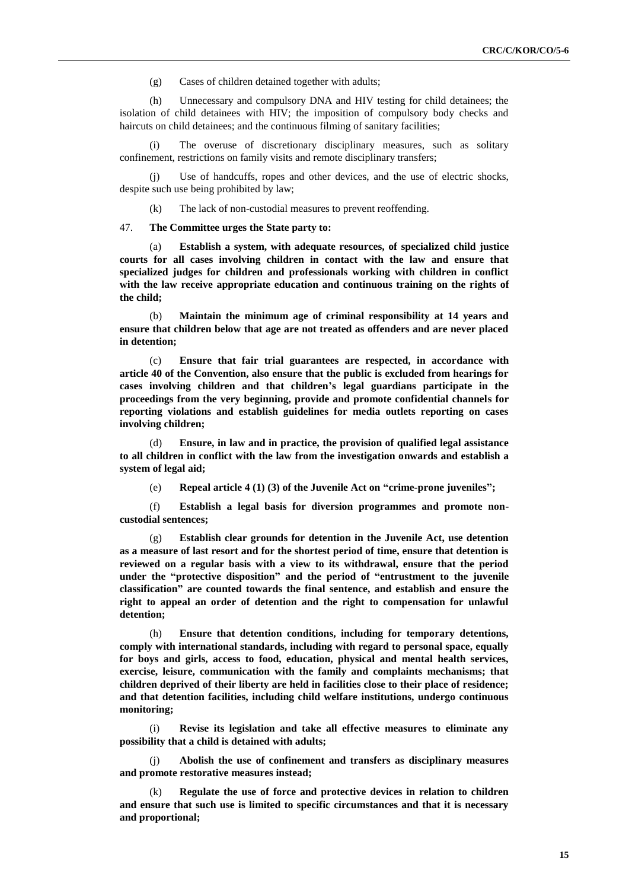(g) Cases of children detained together with adults;

(h) Unnecessary and compulsory DNA and HIV testing for child detainees; the isolation of child detainees with HIV; the imposition of compulsory body checks and haircuts on child detainees; and the continuous filming of sanitary facilities;

(i) The overuse of discretionary disciplinary measures, such as solitary confinement, restrictions on family visits and remote disciplinary transfers;

(j) Use of handcuffs, ropes and other devices, and the use of electric shocks, despite such use being prohibited by law;

(k) The lack of non-custodial measures to prevent reoffending.

47. **The Committee urges the State party to:**

(a) **Establish a system, with adequate resources, of specialized child justice courts for all cases involving children in contact with the law and ensure that specialized judges for children and professionals working with children in conflict with the law receive appropriate education and continuous training on the rights of the child;**

(b) **Maintain the minimum age of criminal responsibility at 14 years and ensure that children below that age are not treated as offenders and are never placed in detention;**

(c) **Ensure that fair trial guarantees are respected, in accordance with article 40 of the Convention, also ensure that the public is excluded from hearings for cases involving children and that children's legal guardians participate in the proceedings from the very beginning, provide and promote confidential channels for reporting violations and establish guidelines for media outlets reporting on cases involving children;**

(d) **Ensure, in law and in practice, the provision of qualified legal assistance to all children in conflict with the law from the investigation onwards and establish a system of legal aid;**

(e) **Repeal article 4 (1) (3) of the Juvenile Act on "crime-prone juveniles";**

(f) **Establish a legal basis for diversion programmes and promote non-custodial sentences;**

(g) **Establish clear grounds for detention in the Juvenile Act, use detention as a measure of last resort and for the shortest period of time, ensure that detention is reviewed on a regular basis with a view to its withdrawal, ensure that the period under the "protective disposition" and the period of "entrustment to the juvenile classification" are counted towards the final sentence, and establish and ensure the right to appeal an order of detention and the right to compensation for unlawful detention;**

(h) **Ensure that detention conditions, including for temporary detentions, comply with international standards, including with regard to personal space, equally for boys and girls, access to food, education, physical and mental health services, exercise, leisure, communication with the family and complaints mechanisms; that children deprived of their liberty are held in facilities close to their place of residence; and that detention facilities, including child welfare institutions, undergo continuous monitoring;**

(i) **Revise its legislation and take all effective measures to eliminate any possibility that a child is detained with adults;**

(j) **Abolish the use of confinement and transfers as disciplinary measures and promote restorative measures instead;**

(k) **Regulate the use of force and protective devices in relation to children and ensure that such use is limited to specific circumstances and that it is necessary and proportional;**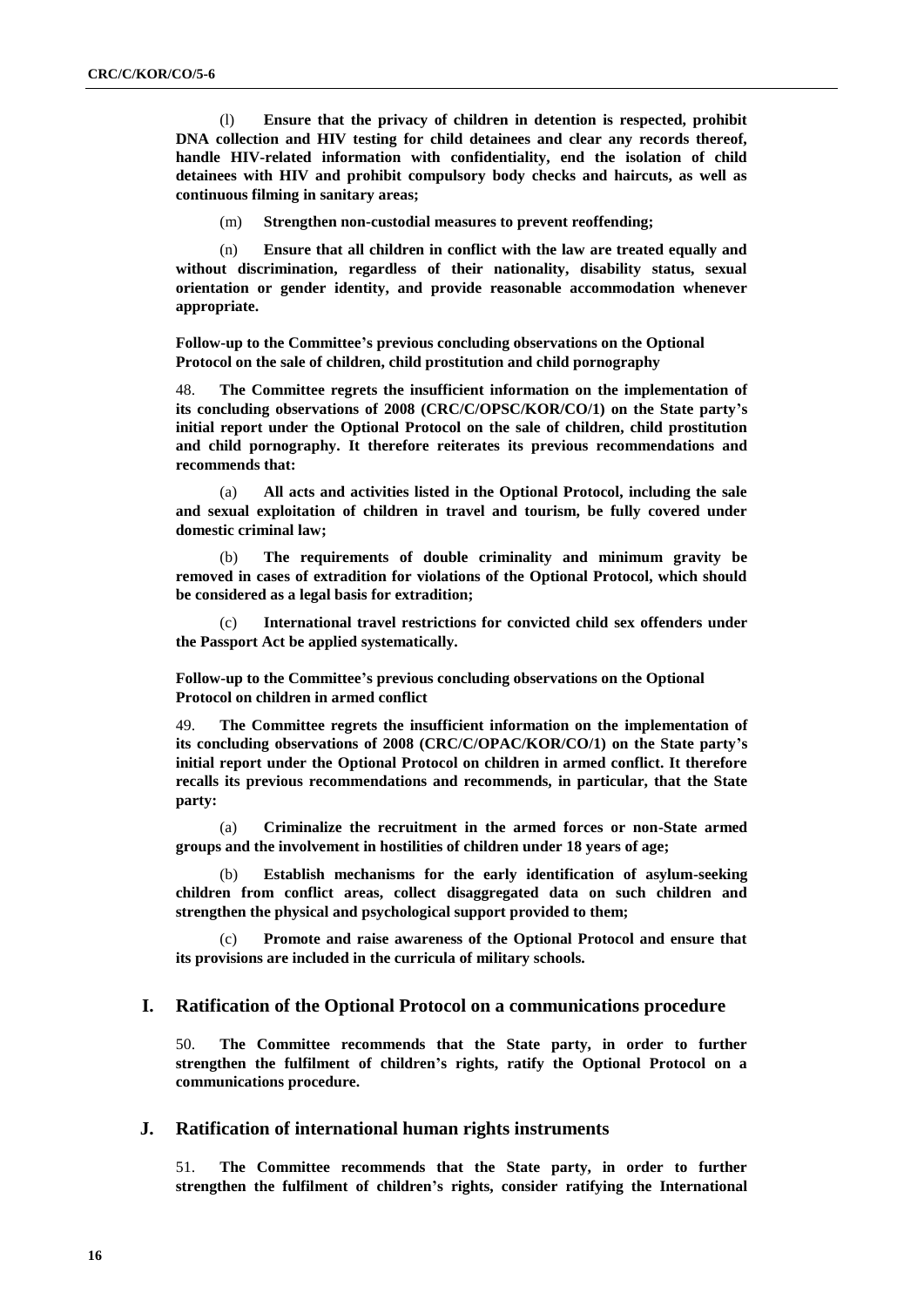(l) **Ensure that the privacy of children in detention is respected, prohibit DNA collection and HIV testing for child detainees and clear any records thereof, handle HIV-related information with confidentiality, end the isolation of child detainees with HIV and prohibit compulsory body checks and haircuts, as well as continuous filming in sanitary areas;**

(m) **Strengthen non-custodial measures to prevent reoffending;**

(n) **Ensure that all children in conflict with the law are treated equally and without discrimination, regardless of their nationality, disability status, sexual orientation or gender identity, and provide reasonable accommodation whenever appropriate.**

**Follow-up to the Committee's previous concluding observations on the Optional Protocol on the sale of children, child prostitution and child pornography**

48. **The Committee regrets the insufficient information on the implementation of its concluding observations of 2008 (CRC/C/OPSC/KOR/CO/1) on the State party's initial report under the Optional Protocol on the sale of children, child prostitution and child pornography. It therefore reiterates its previous recommendations and recommends that:**

(a) **All acts and activities listed in the Optional Protocol, including the sale and sexual exploitation of children in travel and tourism, be fully covered under domestic criminal law;**

(b) **The requirements of double criminality and minimum gravity be removed in cases of extradition for violations of the Optional Protocol, which should be considered as a legal basis for extradition;**

(c) **International travel restrictions for convicted child sex offenders under the Passport Act be applied systematically.**

**Follow-up to the Committee's previous concluding observations on the Optional Protocol on children in armed conflict**

49. **The Committee regrets the insufficient information on the implementation of its concluding observations of 2008 (CRC/C/OPAC/KOR/CO/1) on the State party's initial report under the Optional Protocol on children in armed conflict. It therefore recalls its previous recommendations and recommends, in particular, that the State party:**

(a) **Criminalize the recruitment in the armed forces or non-State armed groups and the involvement in hostilities of children under 18 years of age;**

(b) **Establish mechanisms for the early identification of asylum-seeking children from conflict areas, collect disaggregated data on such children and strengthen the physical and psychological support provided to them;**

(c) **Promote and raise awareness of the Optional Protocol and ensure that its provisions are included in the curricula of military schools.**

## I. Ratification of the Optional Protocol on a communications procedure

50. **The Committee recommends that the State party, in order to further strengthen the fulfilment of children's rights, ratify the Optional Protocol on a communications procedure.**

## J. Ratification of international human rights instruments

51. **The Committee recommends that the State party, in order to further strengthen the fulfilment of children's rights, consider ratifying the International**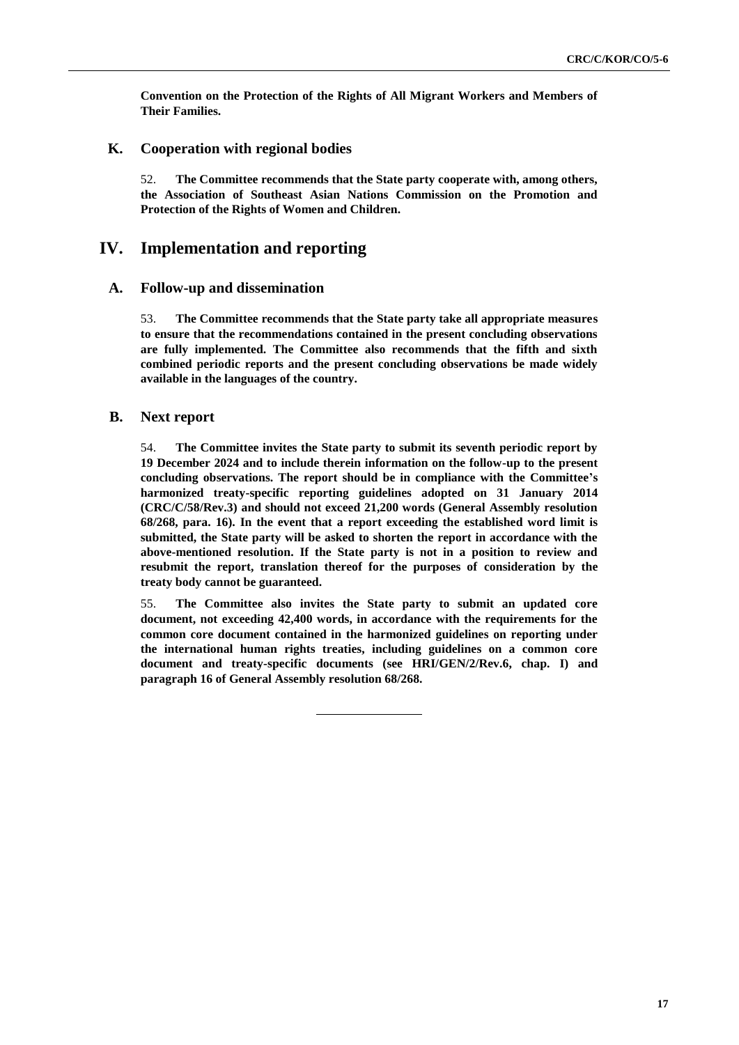**Convention on the Protection of the Rights of All Migrant Workers and Members of Their Families.**

## K. Cooperation with regional bodies

52. **The Committee recommends that the State party cooperate with, among others, the Association of Southeast Asian Nations Commission on the Promotion and Protection of the Rights of Women and Children.**

# IV. Implementation and reporting

## A. Follow-up and dissemination

53. **The Committee recommends that the State party take all appropriate measures to ensure that the recommendations contained in the present concluding observations are fully implemented. The Committee also recommends that the fifth and sixth combined periodic reports and the present concluding observations be made widely available in the languages of the country.**

## B. Next report

54. **The Committee invites the State party to submit its seventh periodic report by 19 December 2024 and to include therein information on the follow-up to the present concluding observations. The report should be in compliance with the Committee's harmonized treaty-specific reporting guidelines adopted on 31 January 2014 (CRC/C/58/Rev.3) and should not exceed 21,200 words (General Assembly resolution 68/268, para. 16). In the event that a report exceeding the established word limit is submitted, the State party will be asked to shorten the report in accordance with the above-mentioned resolution. If the State party is not in a position to review and resubmit the report, translation thereof for the purposes of consideration by the treaty body cannot be guaranteed.**

55. **The Committee also invites the State party to submit an updated core document, not exceeding 42,400 words, in accordance with the requirements for the common core document contained in the harmonized guidelines on reporting under the international human rights treaties, including guidelines on a common core document and treaty-specific documents (see HRI/GEN/2/Rev.6, chap. I) and paragraph 16 of General Assembly resolution 68/268.**